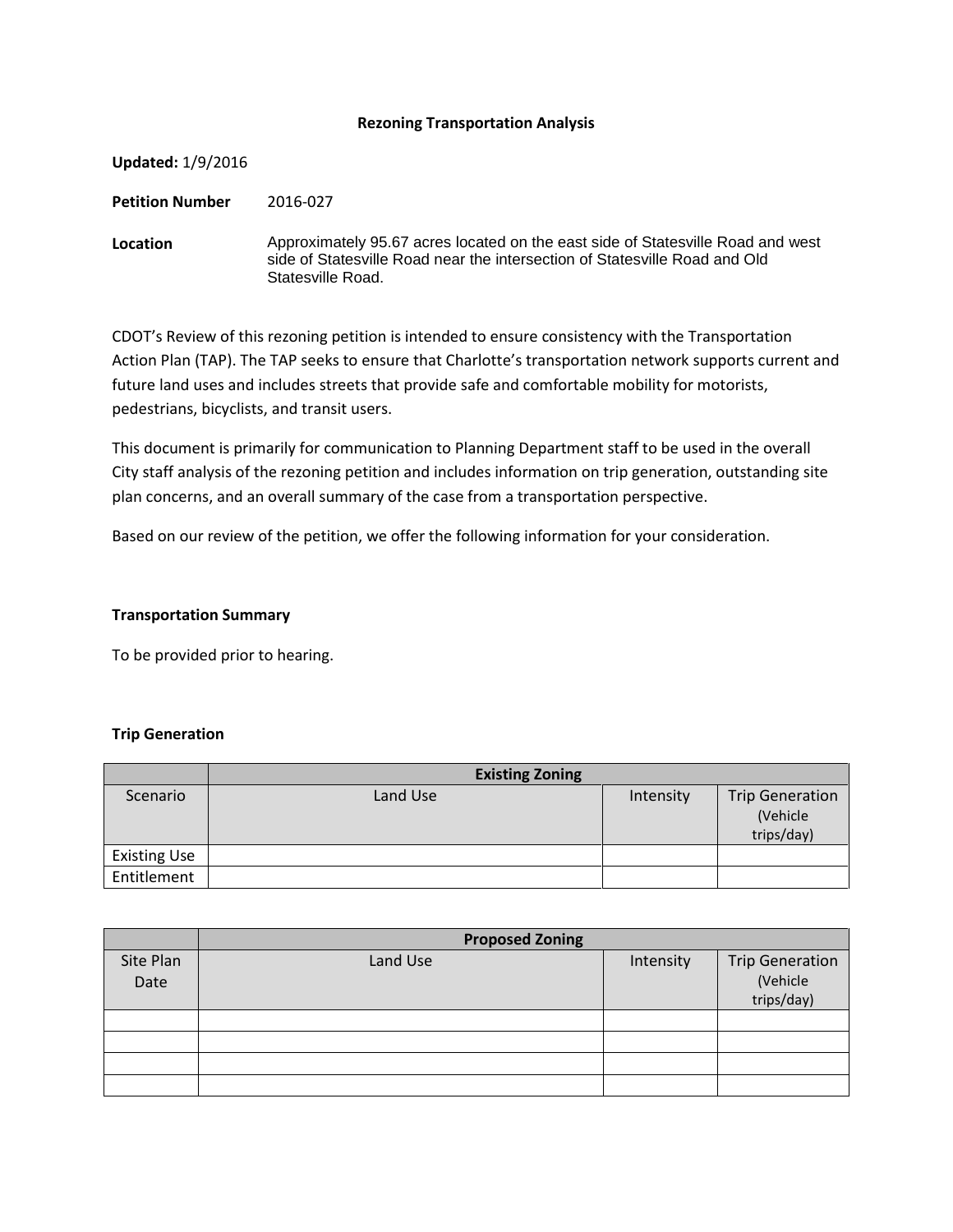**Rezoning Transportation Analysis**

**Updated:** 1/9/2016

**Petition Number** 2016-027

**Location** Approximately 95.67 acres located on the east side of Statesville Road and west side of Statesville Road near the intersection of Statesville Road and Old Statesville Road.

CDOT's Review of this rezoning petition is intended to ensure consistency with the Transportation Action Plan (TAP). The TAP seeks to ensure that Charlotte's transportation network supports current and future land uses and includes streets that provide safe and comfortable mobility for motorists, pedestrians, bicyclists, and transit users.

This document is primarily for communication to Planning Department staff to be used in the overall City staff analysis of the rezoning petition and includes information on trip generation, outstanding site plan concerns, and an overall summary of the case from a transportation perspective.

Based on our review of the petition, we offer the following information for your consideration.

**Transportation Summary**

To be provided prior to hearing.

**Trip Generation**

| | Existing Zoning | | |
|---|---|---|---|
| Scenario | Land Use | Intensity | Trip Generation (Vehicle trips/day) |
| Existing Use | | | |
| Entitlement | | | |

| | Proposed Zoning | | |
|---|---|---|---|
| Site Plan Date | Land Use | Intensity | Trip Generation (Vehicle trips/day) |
| | | | |
| | | | |
| | | | |
| | | | |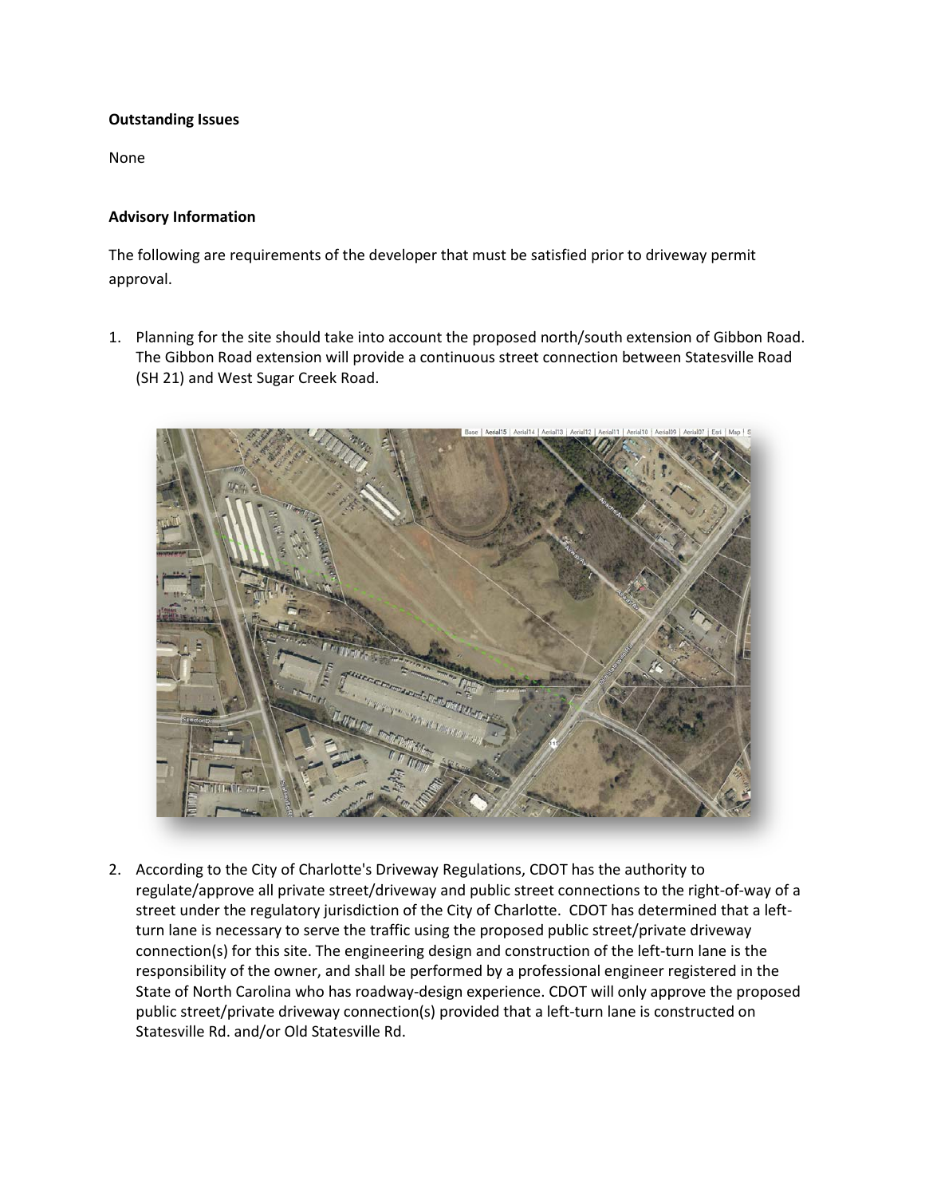**Outstanding Issues**

None

**Advisory Information**

The following are requirements of the developer that must be satisfied prior to driveway permit approval.

1. Planning for the site should take into account the proposed north/south extension of Gibbon Road. The Gibbon Road extension will provide a continuous street connection between Statesville Road (SH 21) and West Sugar Creek Road.

2. According to the City of Charlotte's Driveway Regulations, CDOT has the authority to regulate/approve all private street/driveway and public street connections to the right-of-way of a street under the regulatory jurisdiction of the City of Charlotte. CDOT has determined that a left-turn lane is necessary to serve the traffic using the proposed public street/private driveway connection(s) for this site. The engineering design and construction of the left-turn lane is the responsibility of the owner, and shall be performed by a professional engineer registered in the State of North Carolina who has roadway-design experience. CDOT will only approve the proposed public street/private driveway connection(s) provided that a left-turn lane is constructed on Statesville Rd. and/or Old Statesville Rd.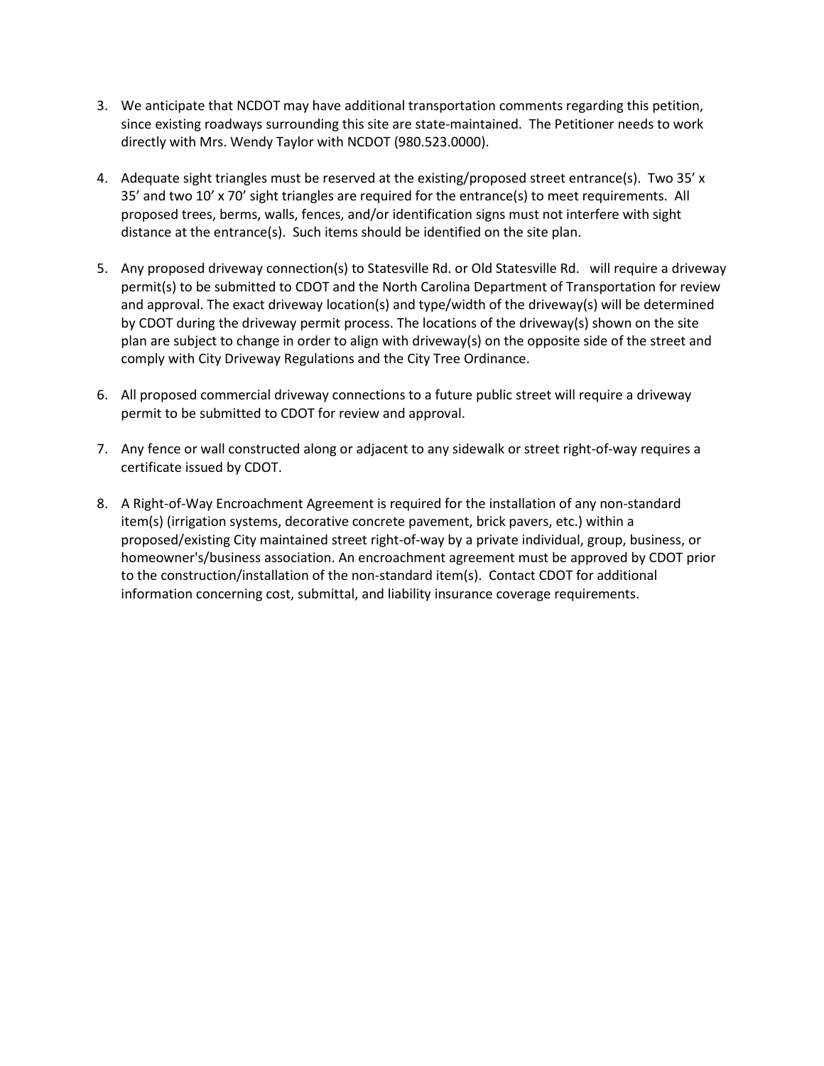3. We anticipate that NCDOT may have additional transportation comments regarding this petition, since existing roadways surrounding this site are state-maintained. The Petitioner needs to work directly with Mrs. Wendy Taylor with NCDOT (980.523.0000).

4. Adequate sight triangles must be reserved at the existing/proposed street entrance(s). Two 35' x 35' and two 10' x 70' sight triangles are required for the entrance(s) to meet requirements. All proposed trees, berms, walls, fences, and/or identification signs must not interfere with sight distance at the entrance(s). Such items should be identified on the site plan.

5. Any proposed driveway connection(s) to Statesville Rd. or Old Statesville Rd. will require a driveway permit(s) to be submitted to CDOT and the North Carolina Department of Transportation for review and approval. The exact driveway location(s) and type/width of the driveway(s) will be determined by CDOT during the driveway permit process. The locations of the driveway(s) shown on the site plan are subject to change in order to align with driveway(s) on the opposite side of the street and comply with City Driveway Regulations and the City Tree Ordinance.

6. All proposed commercial driveway connections to a future public street will require a driveway permit to be submitted to CDOT for review and approval.

7. Any fence or wall constructed along or adjacent to any sidewalk or street right-of-way requires a certificate issued by CDOT.

8. A Right-of-Way Encroachment Agreement is required for the installation of any non-standard item(s) (irrigation systems, decorative concrete pavement, brick pavers, etc.) within a proposed/existing City maintained street right-of-way by a private individual, group, business, or homeowner's/business association. An encroachment agreement must be approved by CDOT prior to the construction/installation of the non-standard item(s). Contact CDOT for additional information concerning cost, submittal, and liability insurance coverage requirements.